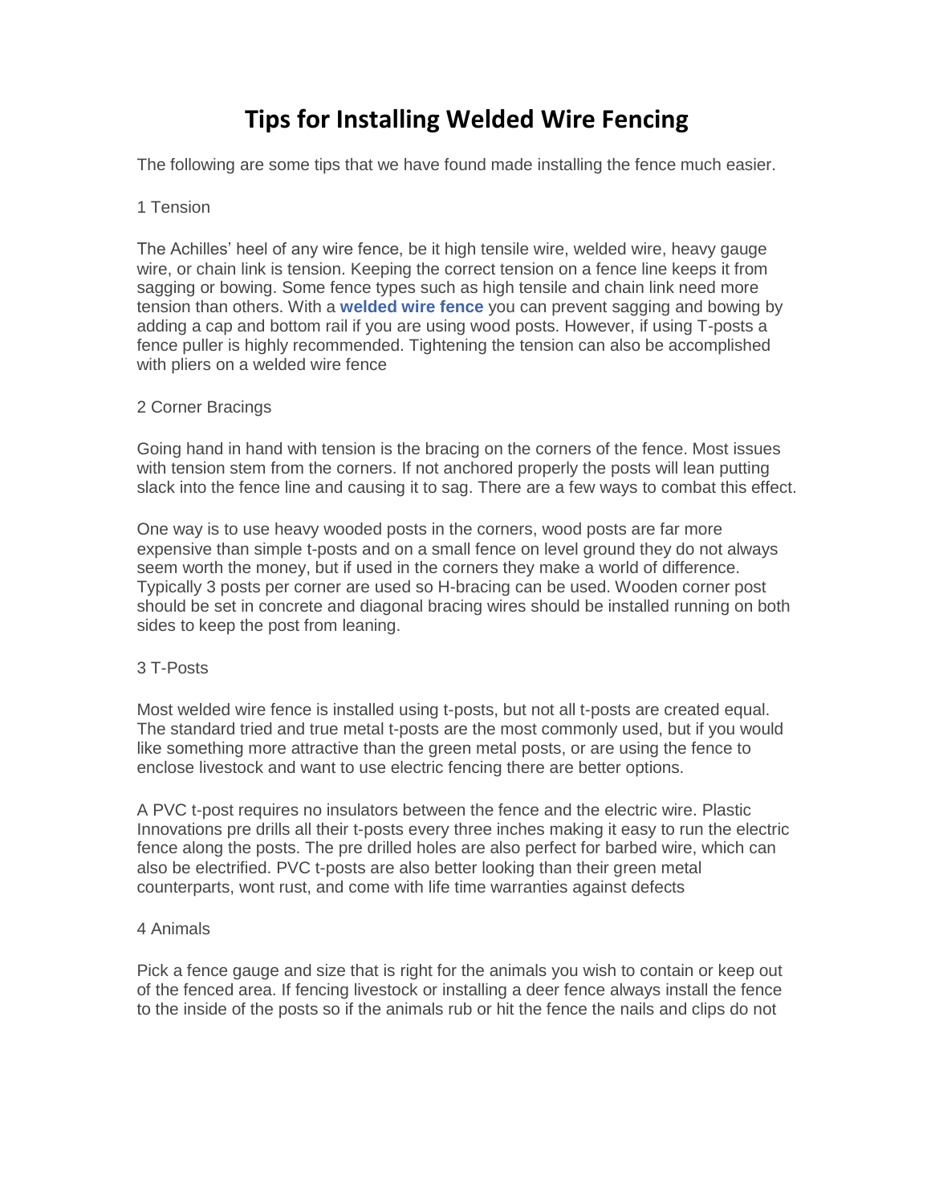# Tips for Installing Welded Wire Fencing

The following are some tips that we have found made installing the fence much easier.

1 Tension

The Achilles' heel of any wire fence, be it high tensile wire, welded wire, heavy gauge wire, or chain link is tension. Keeping the correct tension on a fence line keeps it from sagging or bowing. Some fence types such as high tensile and chain link need more tension than others. With a **welded wire fence** you can prevent sagging and bowing by adding a cap and bottom rail if you are using wood posts. However, if using T-posts a fence puller is highly recommended. Tightening the tension can also be accomplished with pliers on a welded wire fence

2 Corner Bracings

Going hand in hand with tension is the bracing on the corners of the fence. Most issues with tension stem from the corners. If not anchored properly the posts will lean putting slack into the fence line and causing it to sag. There are a few ways to combat this effect.

One way is to use heavy wooded posts in the corners, wood posts are far more expensive than simple t-posts and on a small fence on level ground they do not always seem worth the money, but if used in the corners they make a world of difference. Typically 3 posts per corner are used so H-bracing can be used. Wooden corner post should be set in concrete and diagonal bracing wires should be installed running on both sides to keep the post from leaning.

3 T-Posts

Most welded wire fence is installed using t-posts, but not all t-posts are created equal. The standard tried and true metal t-posts are the most commonly used, but if you would like something more attractive than the green metal posts, or are using the fence to enclose livestock and want to use electric fencing there are better options.

A PVC t-post requires no insulators between the fence and the electric wire. Plastic Innovations pre drills all their t-posts every three inches making it easy to run the electric fence along the posts. The pre drilled holes are also perfect for barbed wire, which can also be electrified. PVC t-posts are also better looking than their green metal counterparts, wont rust, and come with life time warranties against defects

4 Animals

Pick a fence gauge and size that is right for the animals you wish to contain or keep out of the fenced area. If fencing livestock or installing a deer fence always install the fence to the inside of the posts so if the animals rub or hit the fence the nails and clips do not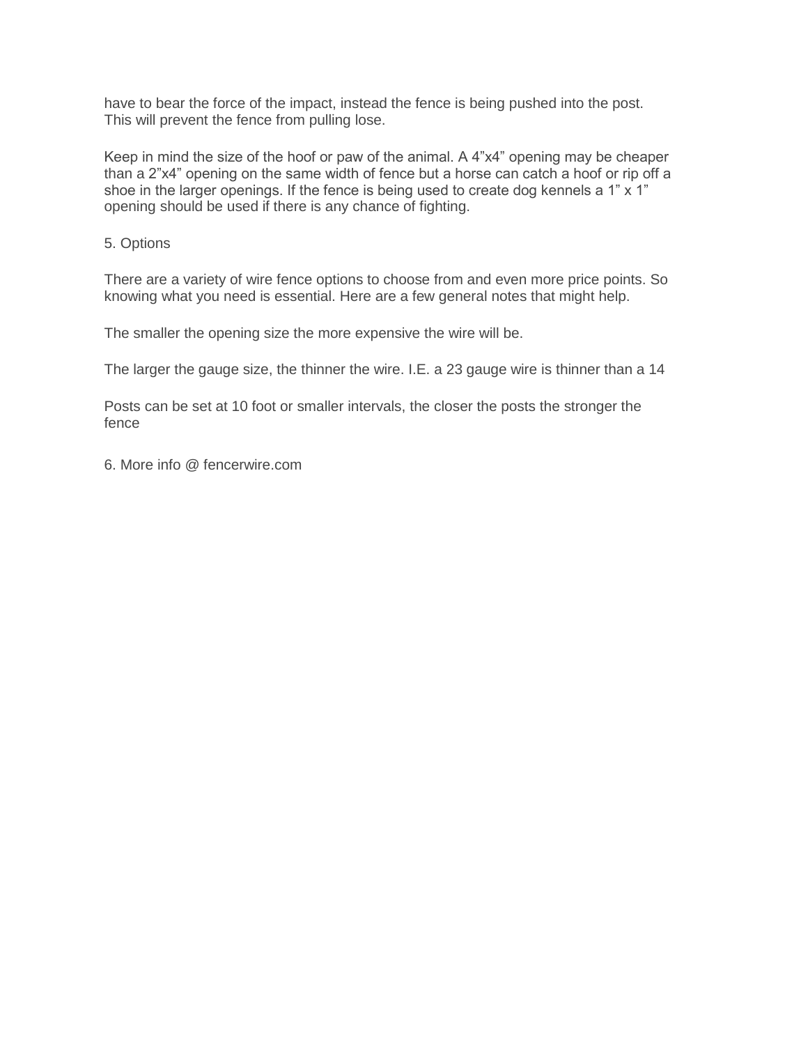have to bear the force of the impact, instead the fence is being pushed into the post. This will prevent the fence from pulling lose.

Keep in mind the size of the hoof or paw of the animal. A 4”x4” opening may be cheaper than a 2”x4” opening on the same width of fence but a horse can catch a hoof or rip off a shoe in the larger openings. If the fence is being used to create dog kennels a 1” x 1” opening should be used if there is any chance of fighting.

5. Options

There are a variety of wire fence options to choose from and even more price points. So knowing what you need is essential. Here are a few general notes that might help.

The smaller the opening size the more expensive the wire will be.

The larger the gauge size, the thinner the wire. I.E. a 23 gauge wire is thinner than a 14

Posts can be set at 10 foot or smaller intervals, the closer the posts the stronger the fence

6. More info @ fencerwire.com